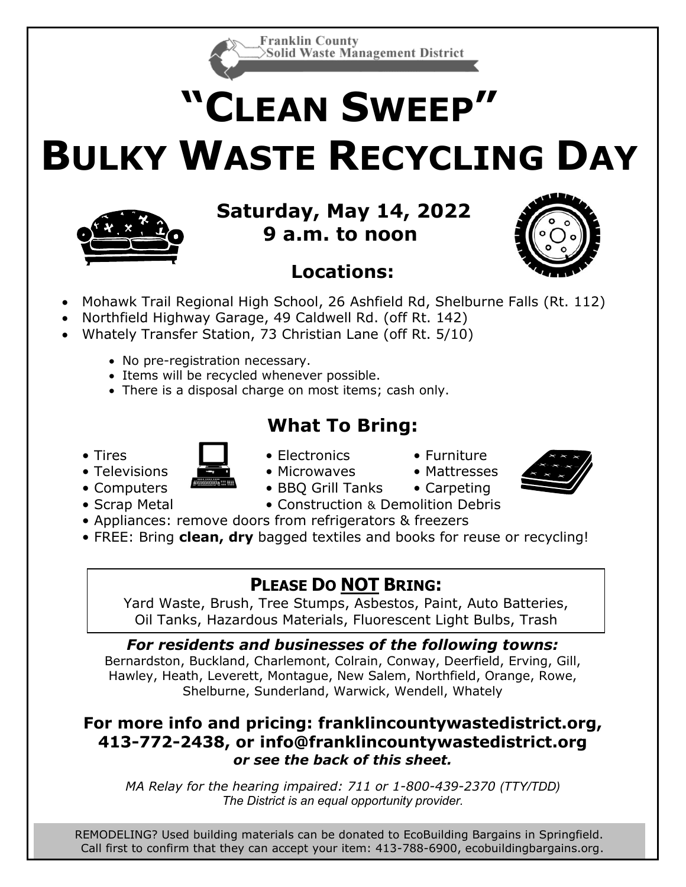Franklin County Solid Waste Management District

# "Clean Sweep" Bulky Waste Recycling Day

## Saturday, May 14, 2022
## 9 a.m. to noon

### Locations:

- Mohawk Trail Regional High School, 26 Ashfield Rd, Shelburne Falls (Rt. 112)
- Northfield Highway Garage, 49 Caldwell Rd. (off Rt. 142)
- Whately Transfer Station, 73 Christian Lane (off Rt. 5/10)
  - No pre-registration necessary.
  - Items will be recycled whenever possible.
  - There is a disposal charge on most items; cash only.

### What To Bring:

- Tires
- Televisions
- Computers
- Scrap Metal
- Electronics
- Microwaves
- BBQ Grill Tanks
- Construction & Demolition Debris
- Furniture
- Mattresses
- Carpeting
- Appliances: remove doors from refrigerators & freezers
- FREE: Bring **clean, dry** bagged textiles and books for reuse or recycling!

### Please Do NOT Bring:

Yard Waste, Brush, Tree Stumps, Asbestos, Paint, Auto Batteries, Oil Tanks, Hazardous Materials, Fluorescent Light Bulbs, Trash

***For residents and businesses of the following towns:***
Bernardston, Buckland, Charlemont, Colrain, Conway, Deerfield, Erving, Gill, Hawley, Heath, Leverett, Montague, New Salem, Northfield, Orange, Rowe, Shelburne, Sunderland, Warwick, Wendell, Whately

**For more info and pricing: franklincountywastedistrict.org, 413-772-2438, or info@franklincountywastedistrict.org**
***or see the back of this sheet.***

*MA Relay for the hearing impaired: 711 or 1-800-439-2370 (TTY/TDD)*
*The District is an equal opportunity provider.*

REMODELING? Used building materials can be donated to EcoBuilding Bargains in Springfield. Call first to confirm that they can accept your item: 413-788-6900, ecobuildingbargains.org.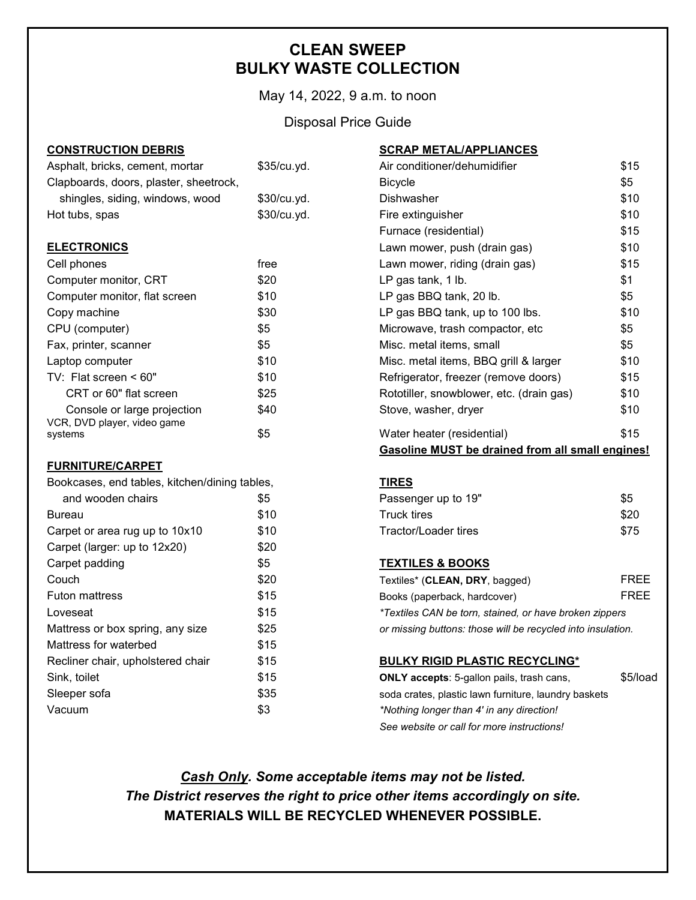# CLEAN SWEEP
# BULKY WASTE COLLECTION

May 14, 2022, 9 a.m. to noon

Disposal Price Guide

### CONSTRUCTION DEBRIS

| | |
|---|---|
| Asphalt, bricks, cement, mortar | $35/cu.yd. |
| Clapboards, doors, plaster, sheetrock, shingles, siding, windows, wood | $30/cu.yd. |
| Hot tubs, spas | $30/cu.yd. |

### ELECTRONICS

| | |
|---|---|
| Cell phones | free |
| Computer monitor, CRT | $20 |
| Computer monitor, flat screen | $10 |
| Copy machine | $30 |
| CPU (computer) | $5 |
| Fax, printer, scanner | $5 |
| Laptop computer | $10 |
| TV: Flat screen < 60" | $10 |
| CRT or 60" flat screen | $25 |
| Console or large projection | $40 |
| VCR, DVD player, video game systems | $5 |

### FURNITURE/CARPET

| | |
|---|---|
| Bookcases, end tables, kitchen/dining tables, and wooden chairs | $5 |
| Bureau | $10 |
| Carpet or area rug up to 10x10 | $10 |
| Carpet (larger: up to 12x20) | $20 |
| Carpet padding | $5 |
| Couch | $20 |
| Futon mattress | $15 |
| Loveseat | $15 |
| Mattress or box spring, any size | $25 |
| Mattress for waterbed | $15 |
| Recliner chair, upholstered chair | $15 |
| Sink, toilet | $15 |
| Sleeper sofa | $35 |
| Vacuum | $3 |

### SCRAP METAL/APPLIANCES

| | |
|---|---|
| Air conditioner/dehumidifier | $15 |
| Bicycle | $5 |
| Dishwasher | $10 |
| Fire extinguisher | $10 |
| Furnace (residential) | $15 |
| Lawn mower, push (drain gas) | $10 |
| Lawn mower, riding (drain gas) | $15 |
| LP gas tank, 1 lb. | $1 |
| LP gas BBQ tank, 20 lb. | $5 |
| LP gas BBQ tank, up to 100 lbs. | $10 |
| Microwave, trash compactor, etc | $5 |
| Misc. metal items, small | $5 |
| Misc. metal items, BBQ grill & larger | $10 |
| Refrigerator, freezer (remove doors) | $15 |
| Rototiller, snowblower, etc. (drain gas) | $10 |
| Stove, washer, dryer | $10 |
| Water heater (residential) | $15 |

**Gasoline MUST be drained from all small engines!**

### TIRES

| | |
|---|---|
| Passenger up to 19" | $5 |
| Truck tires | $20 |
| Tractor/Loader tires | $75 |

### TEXTILES & BOOKS

| | |
|---|---|
| Textiles* (**CLEAN, DRY**, bagged) | FREE |
| Books (paperback, hardcover) | FREE |

*\*Textiles CAN be torn, stained, or have broken zippers or missing buttons: those will be recycled into insulation.*

### BULKY RIGID PLASTIC RECYCLING*

| | |
|---|---|
| **ONLY accepts**: 5-gallon pails, trash cans, soda crates, plastic lawn furniture, laundry baskets | $5/load |

*\*Nothing longer than 4' in any direction!*
*See website or call for more instructions!*

***Cash Only*. Some acceptable items may not be listed.**
***The District reserves the right to price other items accordingly on site.***
**MATERIALS WILL BE RECYCLED WHENEVER POSSIBLE.**